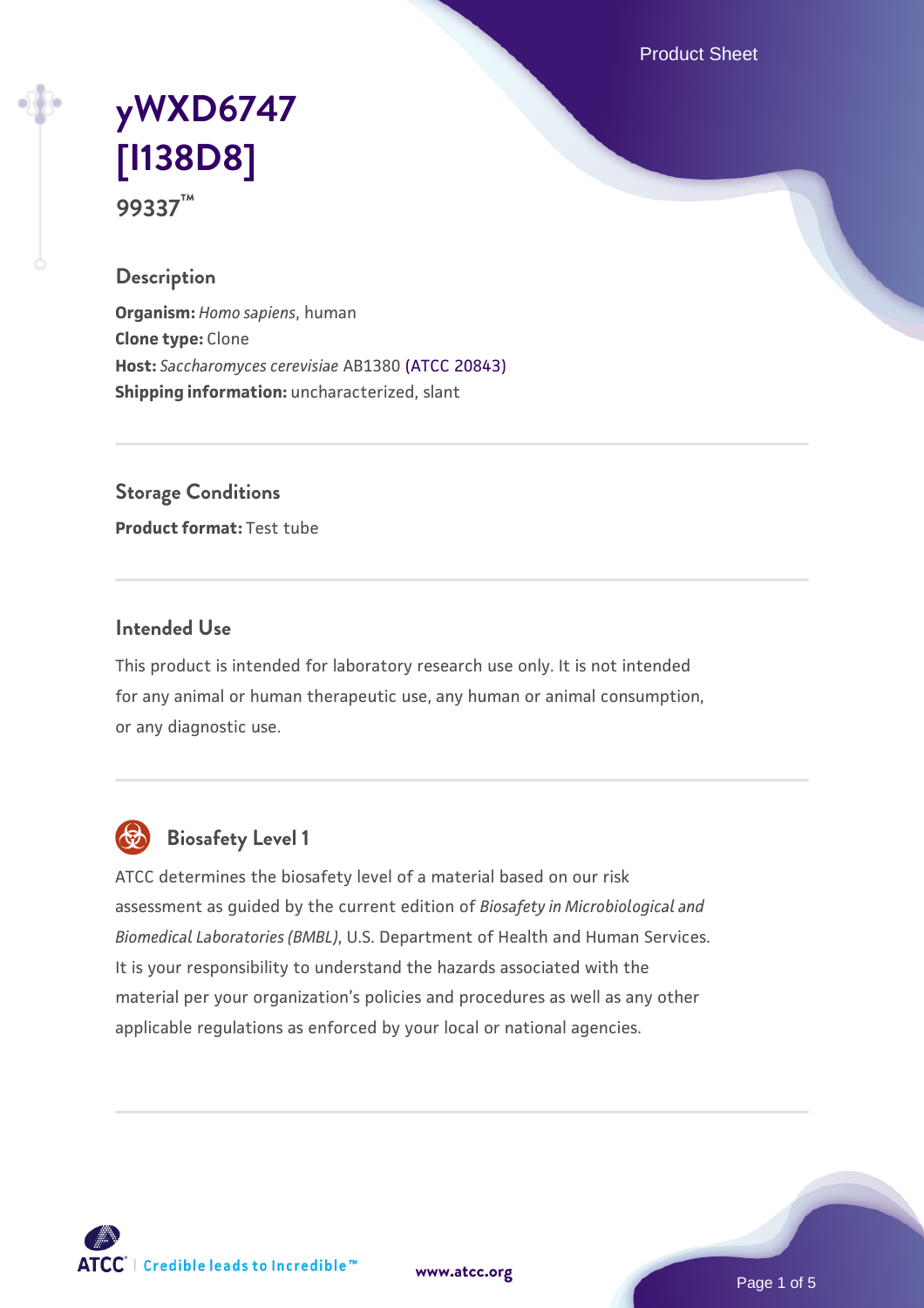# yWXD6747 [I138D8]

**99337™**

## Description

**Organism:** *Homo sapiens*, human
**Clone type:** Clone
**Host:** *Saccharomyces cerevisiae* AB1380 (ATCC 20843)
**Shipping information:** uncharacterized, slant

## Storage Conditions

**Product format:** Test tube

## Intended Use

This product is intended for laboratory research use only. It is not intended for any animal or human therapeutic use, any human or animal consumption, or any diagnostic use.

## Biosafety Level 1

ATCC determines the biosafety level of a material based on our risk assessment as guided by the current edition of *Biosafety in Microbiological and Biomedical Laboratories (BMBL)*, U.S. Department of Health and Human Services. It is your responsibility to understand the hazards associated with the material per your organization's policies and procedures as well as any other applicable regulations as enforced by your local or national agencies.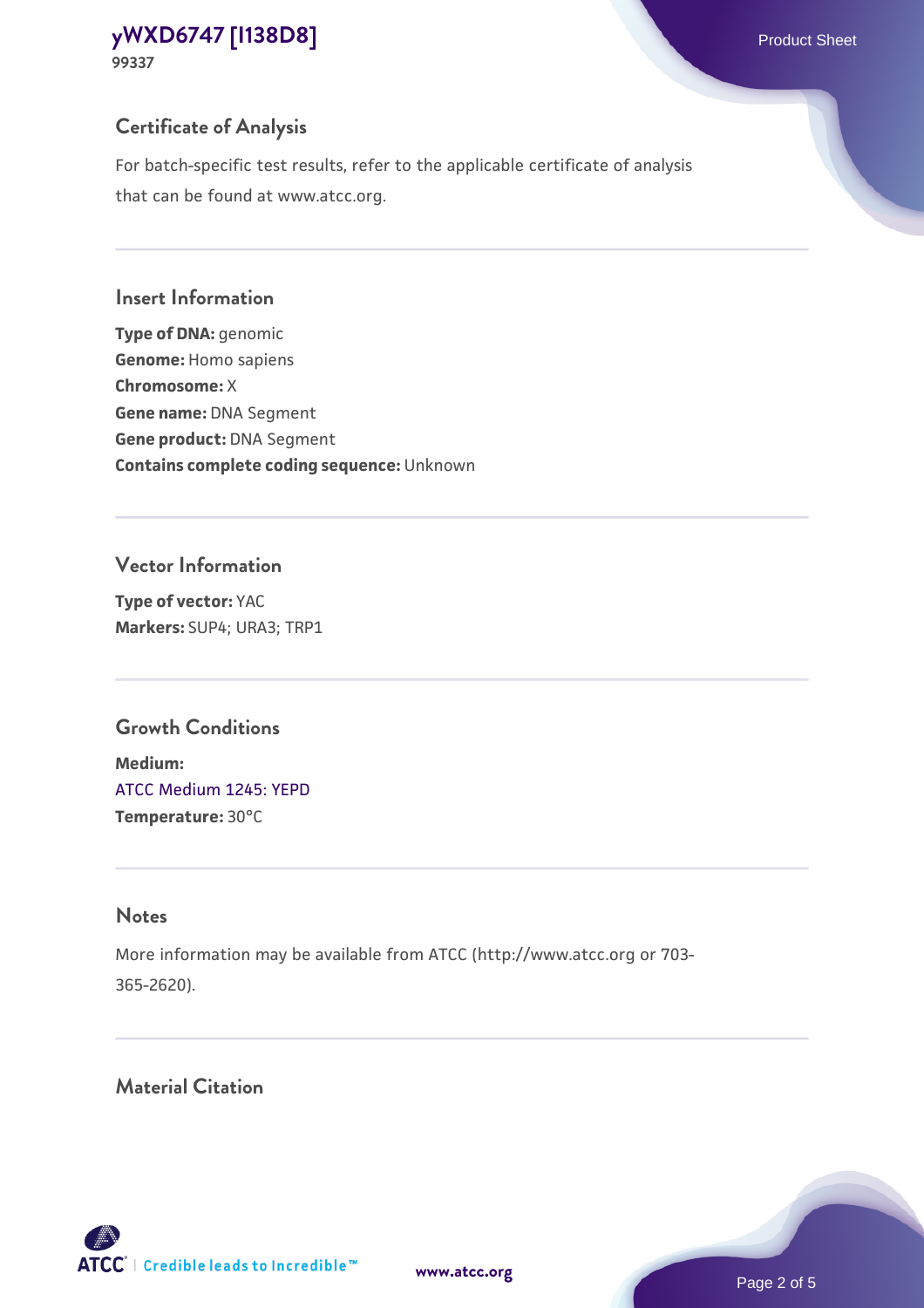## Certificate of Analysis

For batch-specific test results, refer to the applicable certificate of analysis that can be found at www.atcc.org.

## Insert Information

**Type of DNA:** genomic
**Genome:** Homo sapiens
**Chromosome:** X
**Gene name:** DNA Segment
**Gene product:** DNA Segment
**Contains complete coding sequence:** Unknown

## Vector Information

**Type of vector:** YAC
**Markers:** SUP4; URA3; TRP1

## Growth Conditions

**Medium:**
ATCC Medium 1245: YEPD
**Temperature:** 30°C

## Notes

More information may be available from ATCC (http://www.atcc.org or 703-365-2620).

## Material Citation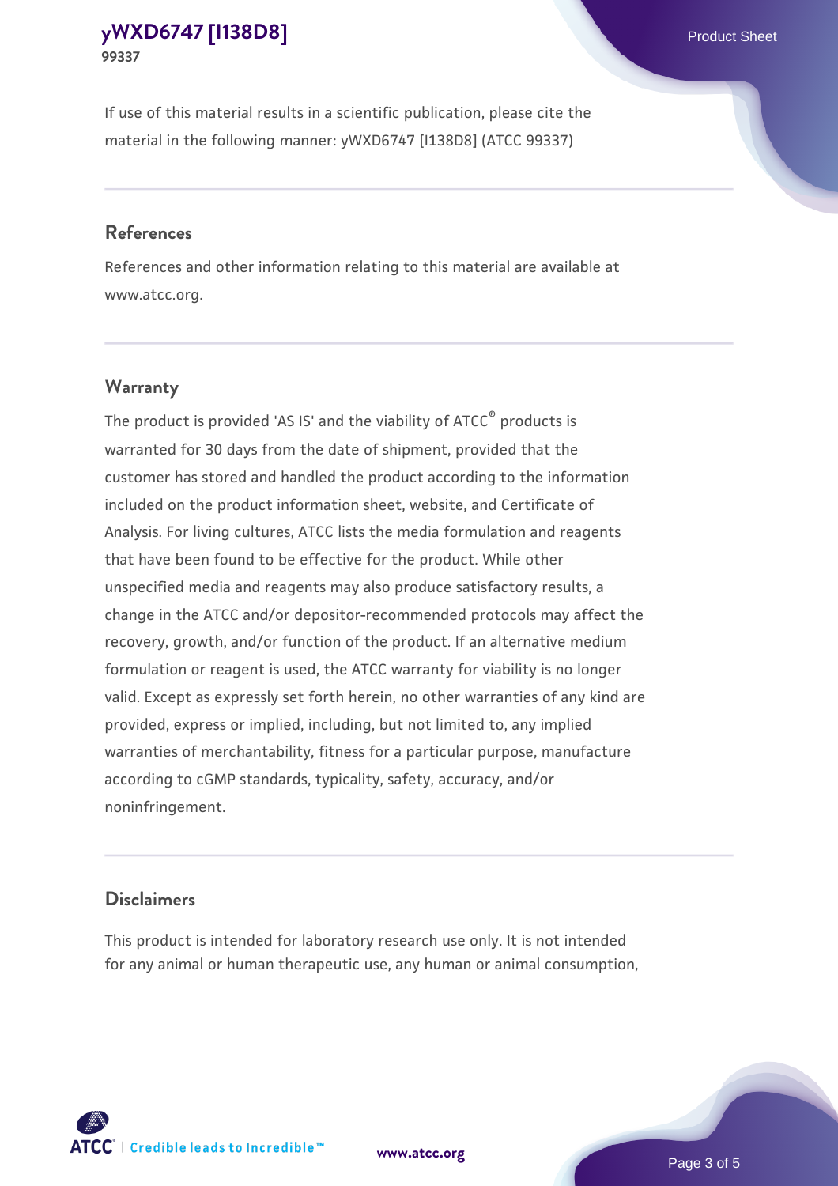If use of this material results in a scientific publication, please cite the material in the following manner: yWXD6747 [I138D8] (ATCC 99337)

## References

References and other information relating to this material are available at www.atcc.org.

## Warranty

The product is provided 'AS IS' and the viability of ATCC® products is warranted for 30 days from the date of shipment, provided that the customer has stored and handled the product according to the information included on the product information sheet, website, and Certificate of Analysis. For living cultures, ATCC lists the media formulation and reagents that have been found to be effective for the product. While other unspecified media and reagents may also produce satisfactory results, a change in the ATCC and/or depositor-recommended protocols may affect the recovery, growth, and/or function of the product. If an alternative medium formulation or reagent is used, the ATCC warranty for viability is no longer valid. Except as expressly set forth herein, no other warranties of any kind are provided, express or implied, including, but not limited to, any implied warranties of merchantability, fitness for a particular purpose, manufacture according to cGMP standards, typicality, safety, accuracy, and/or noninfringement.

## Disclaimers

This product is intended for laboratory research use only. It is not intended for any animal or human therapeutic use, any human or animal consumption,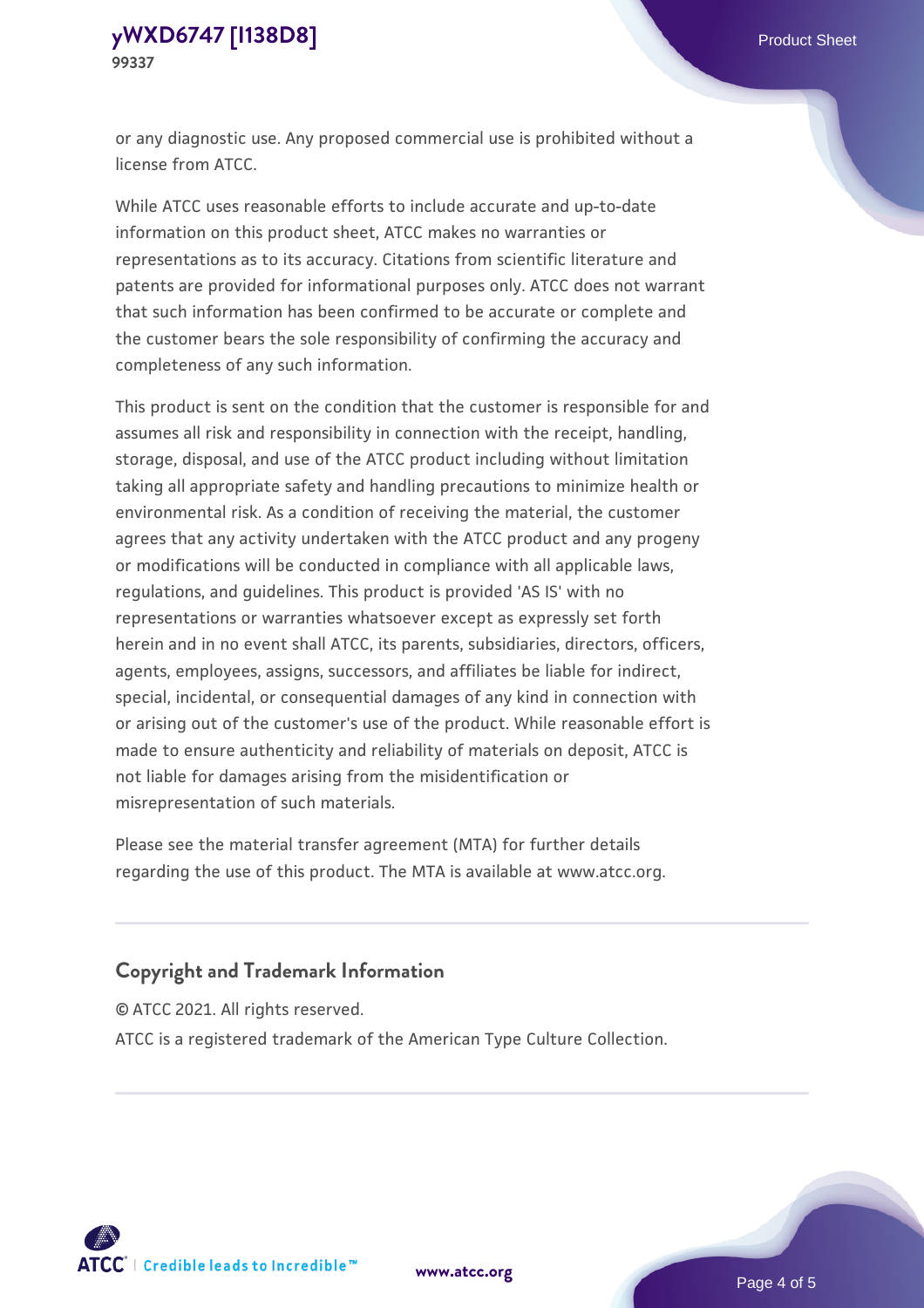or any diagnostic use. Any proposed commercial use is prohibited without a license from ATCC.

While ATCC uses reasonable efforts to include accurate and up-to-date information on this product sheet, ATCC makes no warranties or representations as to its accuracy. Citations from scientific literature and patents are provided for informational purposes only. ATCC does not warrant that such information has been confirmed to be accurate or complete and the customer bears the sole responsibility of confirming the accuracy and completeness of any such information.

This product is sent on the condition that the customer is responsible for and assumes all risk and responsibility in connection with the receipt, handling, storage, disposal, and use of the ATCC product including without limitation taking all appropriate safety and handling precautions to minimize health or environmental risk. As a condition of receiving the material, the customer agrees that any activity undertaken with the ATCC product and any progeny or modifications will be conducted in compliance with all applicable laws, regulations, and guidelines. This product is provided 'AS IS' with no representations or warranties whatsoever except as expressly set forth herein and in no event shall ATCC, its parents, subsidiaries, directors, officers, agents, employees, assigns, successors, and affiliates be liable for indirect, special, incidental, or consequential damages of any kind in connection with or arising out of the customer's use of the product. While reasonable effort is made to ensure authenticity and reliability of materials on deposit, ATCC is not liable for damages arising from the misidentification or misrepresentation of such materials.

Please see the material transfer agreement (MTA) for further details regarding the use of this product. The MTA is available at www.atcc.org.

## Copyright and Trademark Information

© ATCC 2021. All rights reserved.

ATCC is a registered trademark of the American Type Culture Collection.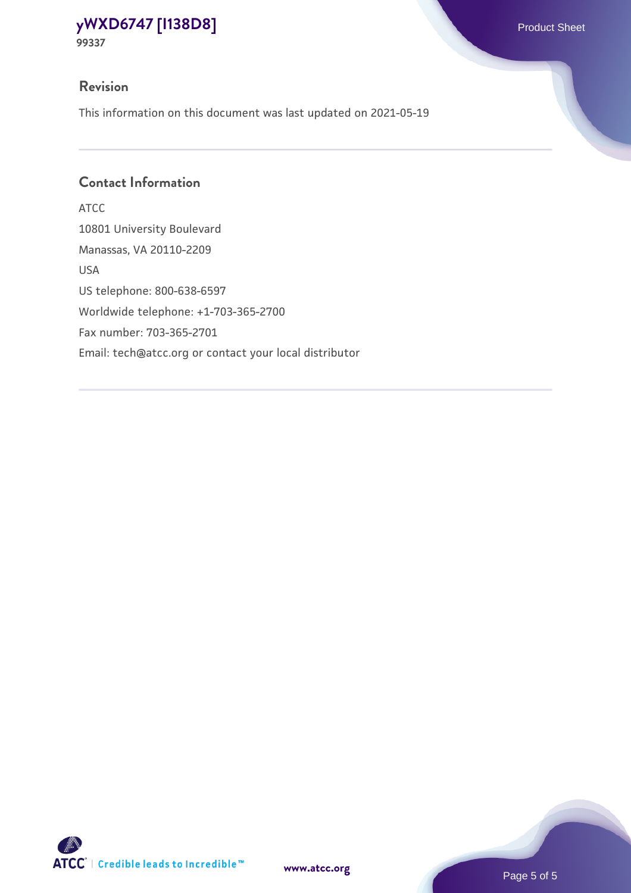## Revision

This information on this document was last updated on 2021-05-19

## Contact Information

ATCC
10801 University Boulevard
Manassas, VA 20110-2209
USA
US telephone: 800-638-6597
Worldwide telephone: +1-703-365-2700
Fax number: 703-365-2701
Email: tech@atcc.org or contact your local distributor